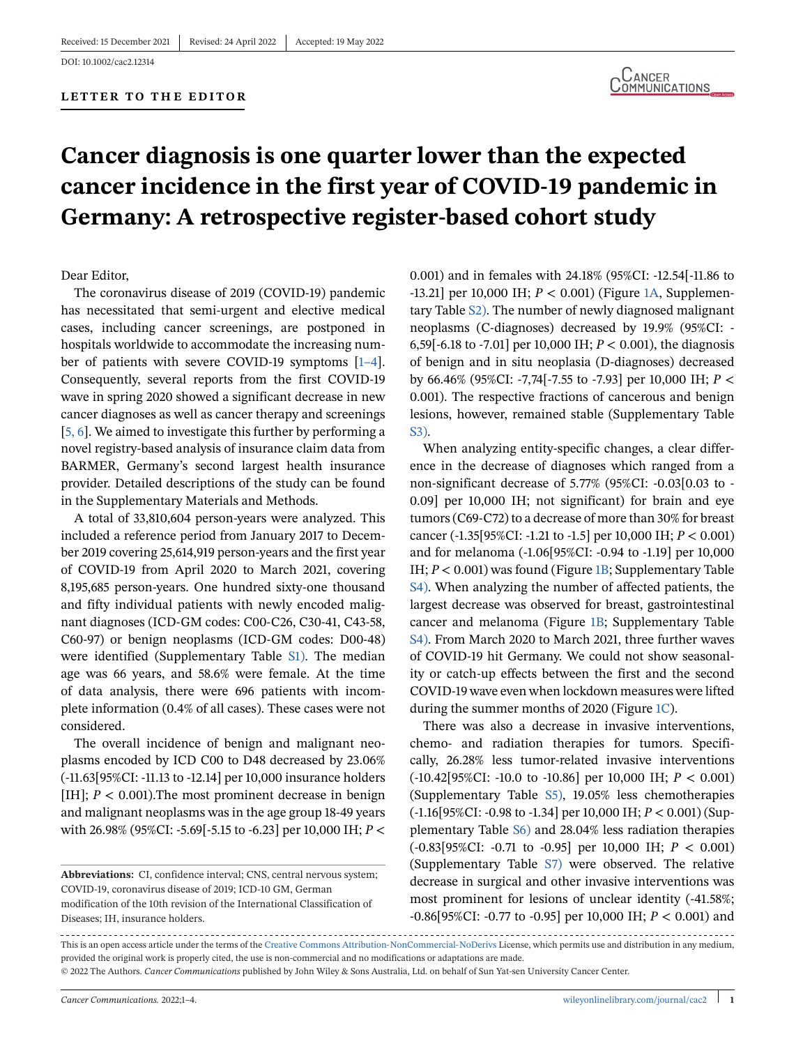Received: 15 December 2021 | Revised: 24 April 2022 | Accepted: 19 May 2022

DOI: 10.1002/cac2.12314

**LETTER TO THE EDITOR**

# Cancer diagnosis is one quarter lower than the expected cancer incidence in the first year of COVID-19 pandemic in Germany: A retrospective register-based cohort study

Dear Editor,

The coronavirus disease of 2019 (COVID-19) pandemic has necessitated that semi-urgent and elective medical cases, including cancer screenings, are postponed in hospitals worldwide to accommodate the increasing number of patients with severe COVID-19 symptoms [1–4]. Consequently, several reports from the first COVID-19 wave in spring 2020 showed a significant decrease in new cancer diagnoses as well as cancer therapy and screenings [5, 6]. We aimed to investigate this further by performing a novel registry-based analysis of insurance claim data from BARMER, Germany's second largest health insurance provider. Detailed descriptions of the study can be found in the Supplementary Materials and Methods.

A total of 33,810,604 person-years were analyzed. This included a reference period from January 2017 to December 2019 covering 25,614,919 person-years and the first year of COVID-19 from April 2020 to March 2021, covering 8,195,685 person-years. One hundred sixty-one thousand and fifty individual patients with newly encoded malignant diagnoses (ICD-GM codes: C00-C26, C30-41, C43-58, C60-97) or benign neoplasms (ICD-GM codes: D00-48) were identified (Supplementary Table S1). The median age was 66 years, and 58.6% were female. At the time of data analysis, there were 696 patients with incomplete information (0.4% of all cases). These cases were not considered.

The overall incidence of benign and malignant neoplasms encoded by ICD C00 to D48 decreased by 23.06% (-11.63[95%CI: -11.13 to -12.14] per 10,000 insurance holders [IH]; $P < 0.001$).The most prominent decrease in benign and malignant neoplasms was in the age group 18-49 years with 26.98% (95%CI: -5.69[-5.15 to -6.23] per 10,000 IH; $P <$ 0.001) and in females with 24.18% (95%CI: -12.54[-11.86 to -13.21] per 10,000 IH; $P < 0.001$) (Figure 1A, Supplementary Table S2). The number of newly diagnosed malignant neoplasms (C-diagnoses) decreased by 19.9% (95%CI: -6,59[-6.18 to -7.01] per 10,000 IH; $P < 0.001$), the diagnosis of benign and in situ neoplasia (D-diagnoses) decreased by 66.46% (95%CI: -7,74[-7.55 to -7.93] per 10,000 IH; $P <$ 0.001). The respective fractions of cancerous and benign lesions, however, remained stable (Supplementary Table S3).

When analyzing entity-specific changes, a clear difference in the decrease of diagnoses which ranged from a non-significant decrease of 5.77% (95%CI: -0.03[0.03 to -0.09] per 10,000 IH; not significant) for brain and eye tumors (C69-C72) to a decrease of more than 30% for breast cancer (-1.35[95%CI: -1.21 to -1.5] per 10,000 IH; $P < 0.001$) and for melanoma (-1.06[95%CI: -0.94 to -1.19] per 10,000 IH; $P < 0.001$) was found (Figure 1B; Supplementary Table S4). When analyzing the number of affected patients, the largest decrease was observed for breast, gastrointestinal cancer and melanoma (Figure 1B; Supplementary Table S4). From March 2020 to March 2021, three further waves of COVID-19 hit Germany. We could not show seasonality or catch-up effects between the first and the second COVID-19 wave even when lockdown measures were lifted during the summer months of 2020 (Figure 1C).

There was also a decrease in invasive interventions, chemo- and radiation therapies for tumors. Specifically, 26.28% less tumor-related invasive interventions (-10.42[95%CI: -10.0 to -10.86] per 10,000 IH; $P < 0.001$) (Supplementary Table S5), 19.05% less chemotherapies (-1.16[95%CI: -0.98 to -1.34] per 10,000 IH; $P < 0.001$) (Supplementary Table S6) and 28.04% less radiation therapies (-0.83[95%CI: -0.71 to -0.95] per 10,000 IH; $P < 0.001$) (Supplementary Table S7) were observed. The relative decrease in surgical and other invasive interventions was most prominent for lesions of unclear identity (-41.58%; -0.86[95%CI: -0.77 to -0.95] per 10,000 IH; $P < 0.001$) and

**Abbreviations:** CI, confidence interval; CNS, central nervous system; COVID-19, coronavirus disease of 2019; ICD-10 GM, German modification of the 10th revision of the International Classification of Diseases; IH, insurance holders.

This is an open access article under the terms of the Creative Commons Attribution-NonCommercial-NoDerivs License, which permits use and distribution in any medium, provided the original work is properly cited, the use is non-commercial and no modifications or adaptations are made.

© 2022 The Authors. *Cancer Communications* published by John Wiley & Sons Australia, Ltd. on behalf of Sun Yat-sen University Cancer Center.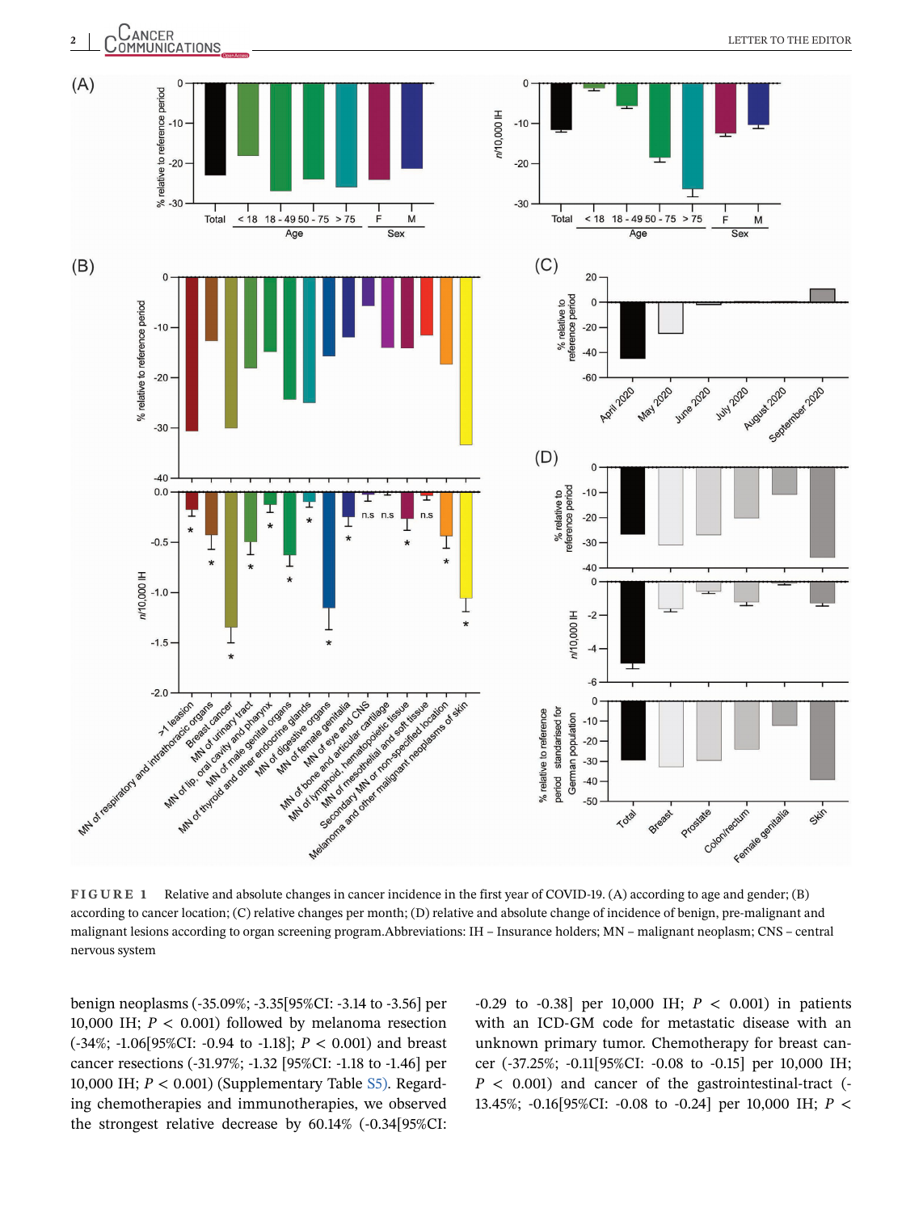FIGURE 1 Relative and absolute changes in cancer incidence in the first year of COVID-19. (A) according to age and gender; (B) according to cancer location; (C) relative changes per month; (D) relative and absolute change of incidence of benign, pre-malignant and malignant lesions according to organ screening program. Abbreviations: IH – Insurance holders; MN – malignant neoplasm; CNS – central nervous system

benign neoplasms (-35.09%; -3.35[95%CI: -3.14 to -3.56] per 10,000 IH; $P < 0.001$) followed by melanoma resection (-34%; -1.06[95%CI: -0.94 to -1.18]; $P < 0.001$) and breast cancer resections (-31.97%; -1.32 [95%CI: -1.18 to -1.46] per 10,000 IH; $P < 0.001$) (Supplementary Table S5). Regarding chemotherapies and immunotherapies, we observed the strongest relative decrease by 60.14% (-0.34[95%CI: -0.29 to -0.38] per 10,000 IH; $P < 0.001$) in patients with an ICD-GM code for metastatic disease with an unknown primary tumor. Chemotherapy for breast cancer (-37.25%; -0.11[95%CI: -0.08 to -0.15] per 10,000 IH; $P < 0.001$) and cancer of the gastrointestinal-tract (-13.45%; -0.16[95%CI: -0.08 to -0.24] per 10,000 IH; $P <$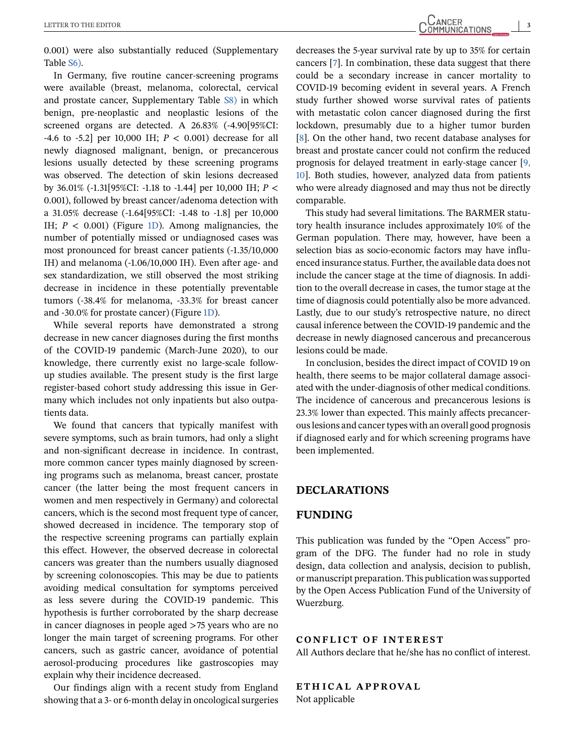0.001) were also substantially reduced (Supplementary Table S6).

In Germany, five routine cancer-screening programs were available (breast, melanoma, colorectal, cervical and prostate cancer, Supplementary Table S8) in which benign, pre-neoplastic and neoplastic lesions of the screened organs are detected. A 26.83% (-4.90[95%CI: -4.6 to -5.2] per 10,000 IH; $P < 0.001$) decrease for all newly diagnosed malignant, benign, or precancerous lesions usually detected by these screening programs was observed. The detection of skin lesions decreased by 36.01% (-1.31[95%CI: -1.18 to -1.44] per 10,000 IH; $P < 0.001$), followed by breast cancer/adenoma detection with a 31.05% decrease (-1.64[95%CI: -1.48 to -1.8] per 10,000 IH; $P < 0.001$) (Figure 1D). Among malignancies, the number of potentially missed or undiagnosed cases was most pronounced for breast cancer patients (-1.35/10,000 IH) and melanoma (-1.06/10,000 IH). Even after age- and sex standardization, we still observed the most striking decrease in incidence in these potentially preventable tumors (-38.4% for melanoma, -33.3% for breast cancer and -30.0% for prostate cancer) (Figure 1D).

While several reports have demonstrated a strong decrease in new cancer diagnoses during the first months of the COVID-19 pandemic (March-June 2020), to our knowledge, there currently exist no large-scale follow-up studies available. The present study is the first large register-based cohort study addressing this issue in Germany which includes not only inpatients but also outpatients data.

We found that cancers that typically manifest with severe symptoms, such as brain tumors, had only a slight and non-significant decrease in incidence. In contrast, more common cancer types mainly diagnosed by screening programs such as melanoma, breast cancer, prostate cancer (the latter being the most frequent cancers in women and men respectively in Germany) and colorectal cancers, which is the second most frequent type of cancer, showed decreased in incidence. The temporary stop of the respective screening programs can partially explain this effect. However, the observed decrease in colorectal cancers was greater than the numbers usually diagnosed by screening colonoscopies. This may be due to patients avoiding medical consultation for symptoms perceived as less severe during the COVID-19 pandemic. This hypothesis is further corroborated by the sharp decrease in cancer diagnoses in people aged >75 years who are no longer the main target of screening programs. For other cancers, such as gastric cancer, avoidance of potential aerosol-producing procedures like gastroscopies may explain why their incidence decreased.

Our findings align with a recent study from England showing that a 3- or 6-month delay in oncological surgeries decreases the 5-year survival rate by up to 35% for certain cancers [7]. In combination, these data suggest that there could be a secondary increase in cancer mortality to COVID-19 becoming evident in several years. A French study further showed worse survival rates of patients with metastatic colon cancer diagnosed during the first lockdown, presumably due to a higher tumor burden [8]. On the other hand, two recent database analyses for breast and prostate cancer could not confirm the reduced prognosis for delayed treatment in early-stage cancer [9, 10]. Both studies, however, analyzed data from patients who were already diagnosed and may thus not be directly comparable.

This study had several limitations. The BARMER statutory health insurance includes approximately 10% of the German population. There may, however, have been a selection bias as socio-economic factors may have influenced insurance status. Further, the available data does not include the cancer stage at the time of diagnosis. In addition to the overall decrease in cases, the tumor stage at the time of diagnosis could potentially also be more advanced. Lastly, due to our study's retrospective nature, no direct causal inference between the COVID-19 pandemic and the decrease in newly diagnosed cancerous and precancerous lesions could be made.

In conclusion, besides the direct impact of COVID 19 on health, there seems to be major collateral damage associated with the under-diagnosis of other medical conditions. The incidence of cancerous and precancerous lesions is 23.3% lower than expected. This mainly affects precancerous lesions and cancer types with an overall good prognosis if diagnosed early and for which screening programs have been implemented.

## DECLARATIONS

## FUNDING

This publication was funded by the "Open Access" program of the DFG. The funder had no role in study design, data collection and analysis, decision to publish, or manuscript preparation. This publication was supported by the Open Access Publication Fund of the University of Wuerzburg.

### CONFLICT OF INTEREST

All Authors declare that he/she has no conflict of interest.

### ETHICAL APPROVAL

Not applicable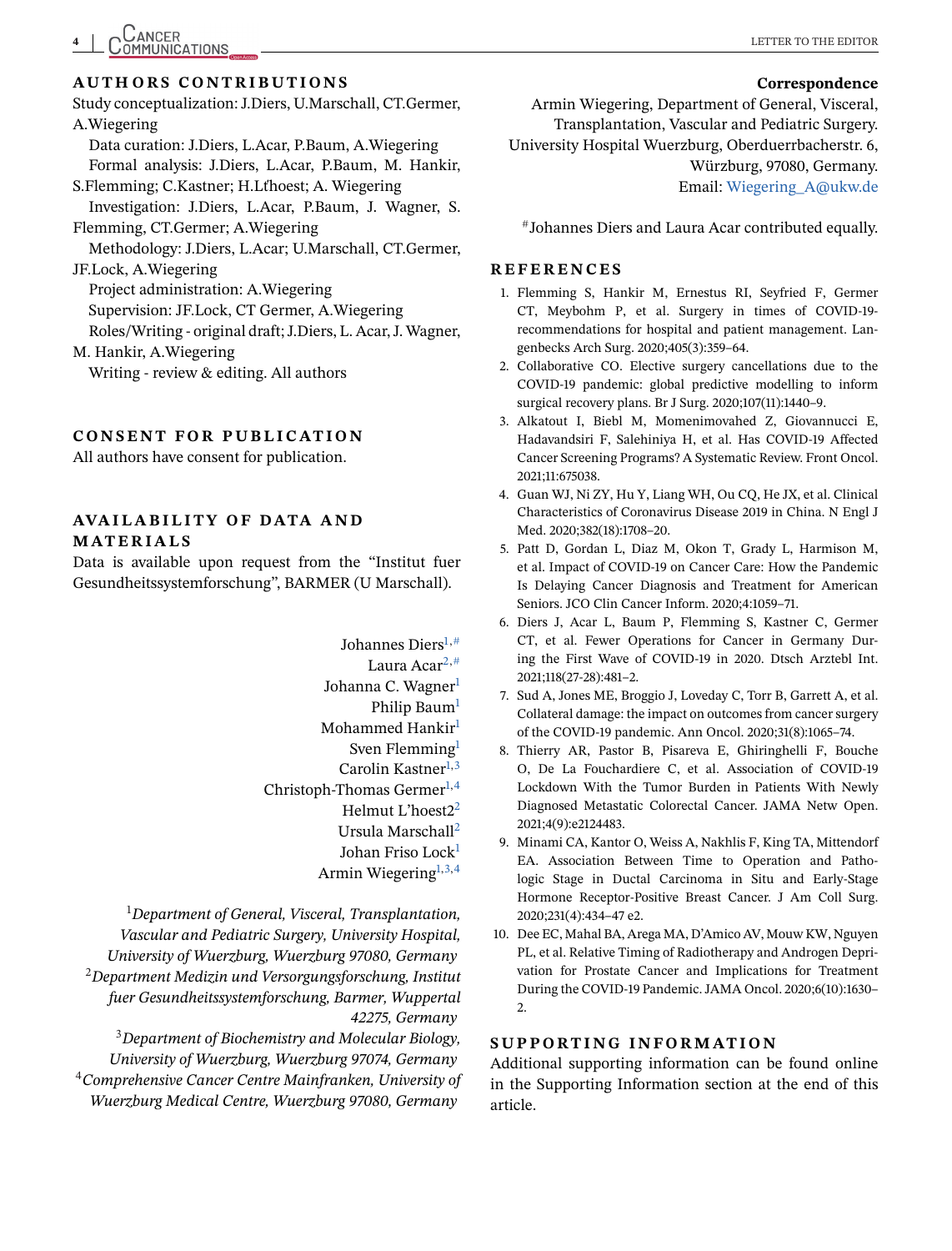## AUTHORS CONTRIBUTIONS

Study conceptualization: J.Diers, U.Marschall, CT.Germer, A.Wiegering

Data curation: J.Diers, L.Acar, P.Baum, A.Wiegering

Formal analysis: J.Diers, L.Acar, P.Baum, M. Hankir, S.Flemming; C.Kastner; H.Lťhoest; A. Wiegering

Investigation: J.Diers, L.Acar, P.Baum, J. Wagner, S. Flemming, CT.Germer; A.Wiegering

Methodology: J.Diers, L.Acar; U.Marschall, CT.Germer, JF.Lock, A.Wiegering

Project administration: A.Wiegering

Supervision: JF.Lock, CT Germer, A.Wiegering

Roles/Writing - original draft; J.Diers, L. Acar, J. Wagner, M. Hankir, A.Wiegering

Writing - review & editing. All authors

## CONSENT FOR PUBLICATION

All authors have consent for publication.

## AVAILABILITY OF DATA AND MATERIALS

Data is available upon request from the “Institut fuer Gesundheitssystemforschung”, BARMER (U Marschall).

Johannes Diers[1,#]
Laura Acar[2,#]
Johanna C. Wagner[1]
Philip Baum[1]
Mohammed Hankir[1]
Sven Flemming[1]
Carolin Kastner[1,3]
Christoph-Thomas Germer[1,4]
Helmut L'hoest2[2]
Ursula Marschall[2]
Johan Friso Lock[1]
Armin Wiegering[1,3,4]

[1]*Department of General, Visceral, Transplantation, Vascular and Pediatric Surgery, University Hospital, University of Wuerzburg, Wuerzburg 97080, Germany*
[2]*Department Medizin und Versorgungsforschung, Institut fuer Gesundheitssystemforschung, Barmer, Wuppertal 42275, Germany*
[3]*Department of Biochemistry and Molecular Biology, University of Wuerzburg, Wuerzburg 97074, Germany*
[4]*Comprehensive Cancer Centre Mainfranken, University of Wuerzburg Medical Centre, Wuerzburg 97080, Germany*

**Correspondence**

Armin Wiegering, Department of General, Visceral, Transplantation, Vascular and Pediatric Surgery. University Hospital Wuerzburg, Oberduerrbacherstr. 6, Würzburg, 97080, Germany.
Email: Wiegering_A@ukw.de

[#]Johannes Diers and Laura Acar contributed equally.

## REFERENCES

1. Flemming S, Hankir M, Ernestus RI, Seyfried F, Germer CT, Meybohm P, et al. Surgery in times of COVID-19-recommendations for hospital and patient management. Langenbecks Arch Surg. 2020;405(3):359–64.
2. Collaborative CO. Elective surgery cancellations due to the COVID-19 pandemic: global predictive modelling to inform surgical recovery plans. Br J Surg. 2020;107(11):1440–9.
3. Alkatout I, Biebl M, Momenimovahed Z, Giovannucci E, Hadavandsiri F, Salehiniya H, et al. Has COVID-19 Affected Cancer Screening Programs? A Systematic Review. Front Oncol. 2021;11:675038.
4. Guan WJ, Ni ZY, Hu Y, Liang WH, Ou CQ, He JX, et al. Clinical Characteristics of Coronavirus Disease 2019 in China. N Engl J Med. 2020;382(18):1708–20.
5. Patt D, Gordan L, Diaz M, Okon T, Grady L, Harmison M, et al. Impact of COVID-19 on Cancer Care: How the Pandemic Is Delaying Cancer Diagnosis and Treatment for American Seniors. JCO Clin Cancer Inform. 2020;4:1059–71.
6. Diers J, Acar L, Baum P, Flemming S, Kastner C, Germer CT, et al. Fewer Operations for Cancer in Germany During the First Wave of COVID-19 in 2020. Dtsch Arztebl Int. 2021;118(27-28):481–2.
7. Sud A, Jones ME, Broggio J, Loveday C, Torr B, Garrett A, et al. Collateral damage: the impact on outcomes from cancer surgery of the COVID-19 pandemic. Ann Oncol. 2020;31(8):1065–74.
8. Thierry AR, Pastor B, Pisareva E, Ghiringhelli F, Bouche O, De La Fouchardiere C, et al. Association of COVID-19 Lockdown With the Tumor Burden in Patients With Newly Diagnosed Metastatic Colorectal Cancer. JAMA Netw Open. 2021;4(9):e2124483.
9. Minami CA, Kantor O, Weiss A, Nakhlis F, King TA, Mittendorf EA. Association Between Time to Operation and Pathologic Stage in Ductal Carcinoma in Situ and Early-Stage Hormone Receptor-Positive Breast Cancer. J Am Coll Surg. 2020;231(4):434–47 e2.
10. Dee EC, Mahal BA, Arega MA, D'Amico AV, Mouw KW, Nguyen PL, et al. Relative Timing of Radiotherapy and Androgen Deprivation for Prostate Cancer and Implications for Treatment During the COVID-19 Pandemic. JAMA Oncol. 2020;6(10):1630–2.

## SUPPORTING INFORMATION

Additional supporting information can be found online in the Supporting Information section at the end of this article.